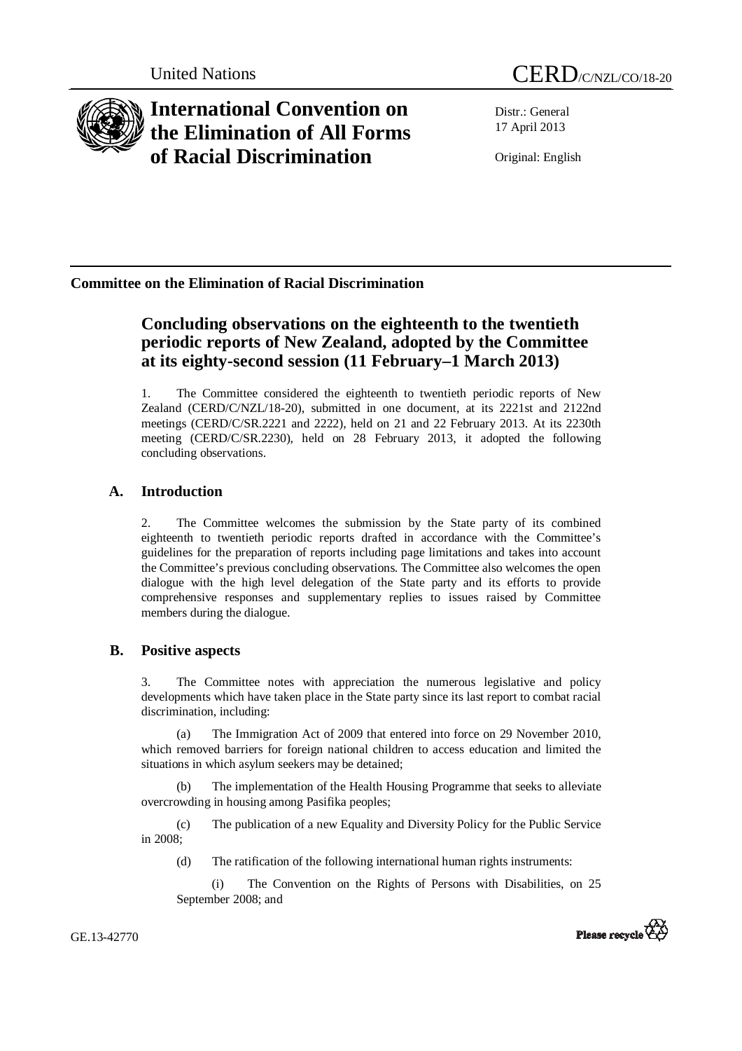United Nations CERD/C/NZL/CO/18-20

# International Convention on the Elimination of All Forms of Racial Discrimination

Distr.: General
17 April 2013

Original: English

## Committee on the Elimination of Racial Discrimination

## Concluding observations on the eighteenth to the twentieth periodic reports of New Zealand, adopted by the Committee at its eighty-second session (11 February–1 March 2013)

1. The Committee considered the eighteenth to twentieth periodic reports of New Zealand (CERD/C/NZL/18-20), submitted in one document, at its 2221st and 2122nd meetings (CERD/C/SR.2221 and 2222), held on 21 and 22 February 2013. At its 2230th meeting (CERD/C/SR.2230), held on 28 February 2013, it adopted the following concluding observations.

### A. Introduction

2. The Committee welcomes the submission by the State party of its combined eighteenth to twentieth periodic reports drafted in accordance with the Committee's guidelines for the preparation of reports including page limitations and takes into account the Committee's previous concluding observations. The Committee also welcomes the open dialogue with the high level delegation of the State party and its efforts to provide comprehensive responses and supplementary replies to issues raised by Committee members during the dialogue.

### B. Positive aspects

3. The Committee notes with appreciation the numerous legislative and policy developments which have taken place in the State party since its last report to combat racial discrimination, including:

(a) The Immigration Act of 2009 that entered into force on 29 November 2010, which removed barriers for foreign national children to access education and limited the situations in which asylum seekers may be detained;

(b) The implementation of the Health Housing Programme that seeks to alleviate overcrowding in housing among Pasifika peoples;

(c) The publication of a new Equality and Diversity Policy for the Public Service in 2008;

(d) The ratification of the following international human rights instruments:

(i) The Convention on the Rights of Persons with Disabilities, on 25 September 2008; and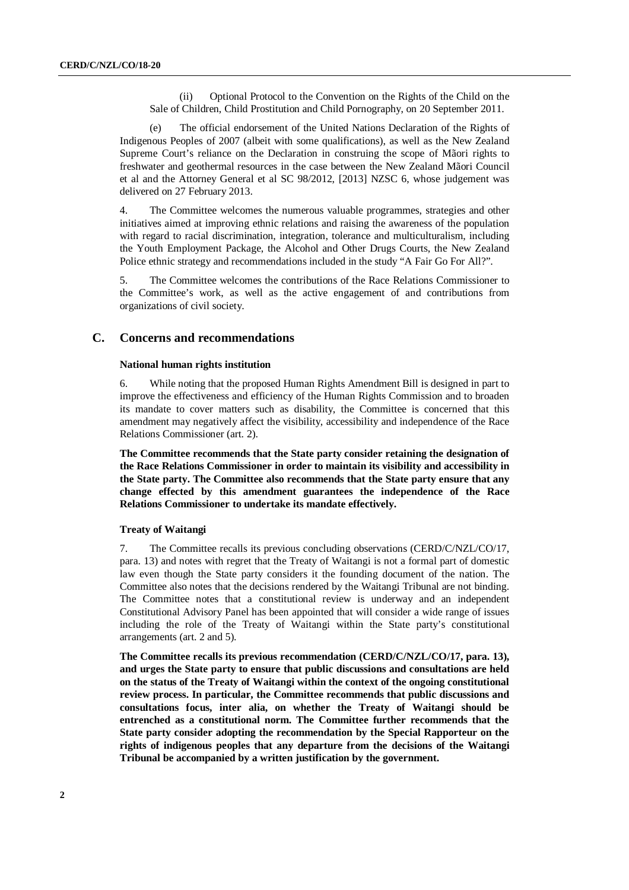(ii) Optional Protocol to the Convention on the Rights of the Child on the Sale of Children, Child Prostitution and Child Pornography, on 20 September 2011.

(e) The official endorsement of the United Nations Declaration of the Rights of Indigenous Peoples of 2007 (albeit with some qualifications), as well as the New Zealand Supreme Court's reliance on the Declaration in construing the scope of Mãori rights to freshwater and geothermal resources in the case between the New Zealand Mãori Council et al and the Attorney General et al SC 98/2012, [2013] NZSC 6, whose judgement was delivered on 27 February 2013.

4. The Committee welcomes the numerous valuable programmes, strategies and other initiatives aimed at improving ethnic relations and raising the awareness of the population with regard to racial discrimination, integration, tolerance and multiculturalism, including the Youth Employment Package, the Alcohol and Other Drugs Courts, the New Zealand Police ethnic strategy and recommendations included in the study "A Fair Go For All?".

5. The Committee welcomes the contributions of the Race Relations Commissioner to the Committee's work, as well as the active engagement of and contributions from organizations of civil society.

## C. Concerns and recommendations

### National human rights institution

6. While noting that the proposed Human Rights Amendment Bill is designed in part to improve the effectiveness and efficiency of the Human Rights Commission and to broaden its mandate to cover matters such as disability, the Committee is concerned that this amendment may negatively affect the visibility, accessibility and independence of the Race Relations Commissioner (art. 2).

**The Committee recommends that the State party consider retaining the designation of the Race Relations Commissioner in order to maintain its visibility and accessibility in the State party. The Committee also recommends that the State party ensure that any change effected by this amendment guarantees the independence of the Race Relations Commissioner to undertake its mandate effectively.**

### Treaty of Waitangi

7. The Committee recalls its previous concluding observations (CERD/C/NZL/CO/17, para. 13) and notes with regret that the Treaty of Waitangi is not a formal part of domestic law even though the State party considers it the founding document of the nation. The Committee also notes that the decisions rendered by the Waitangi Tribunal are not binding. The Committee notes that a constitutional review is underway and an independent Constitutional Advisory Panel has been appointed that will consider a wide range of issues including the role of the Treaty of Waitangi within the State party's constitutional arrangements (art. 2 and 5).

**The Committee recalls its previous recommendation (CERD/C/NZL/CO/17, para. 13), and urges the State party to ensure that public discussions and consultations are held on the status of the Treaty of Waitangi within the context of the ongoing constitutional review process. In particular, the Committee recommends that public discussions and consultations focus, inter alia, on whether the Treaty of Waitangi should be entrenched as a constitutional norm. The Committee further recommends that the State party consider adopting the recommendation by the Special Rapporteur on the rights of indigenous peoples that any departure from the decisions of the Waitangi Tribunal be accompanied by a written justification by the government.**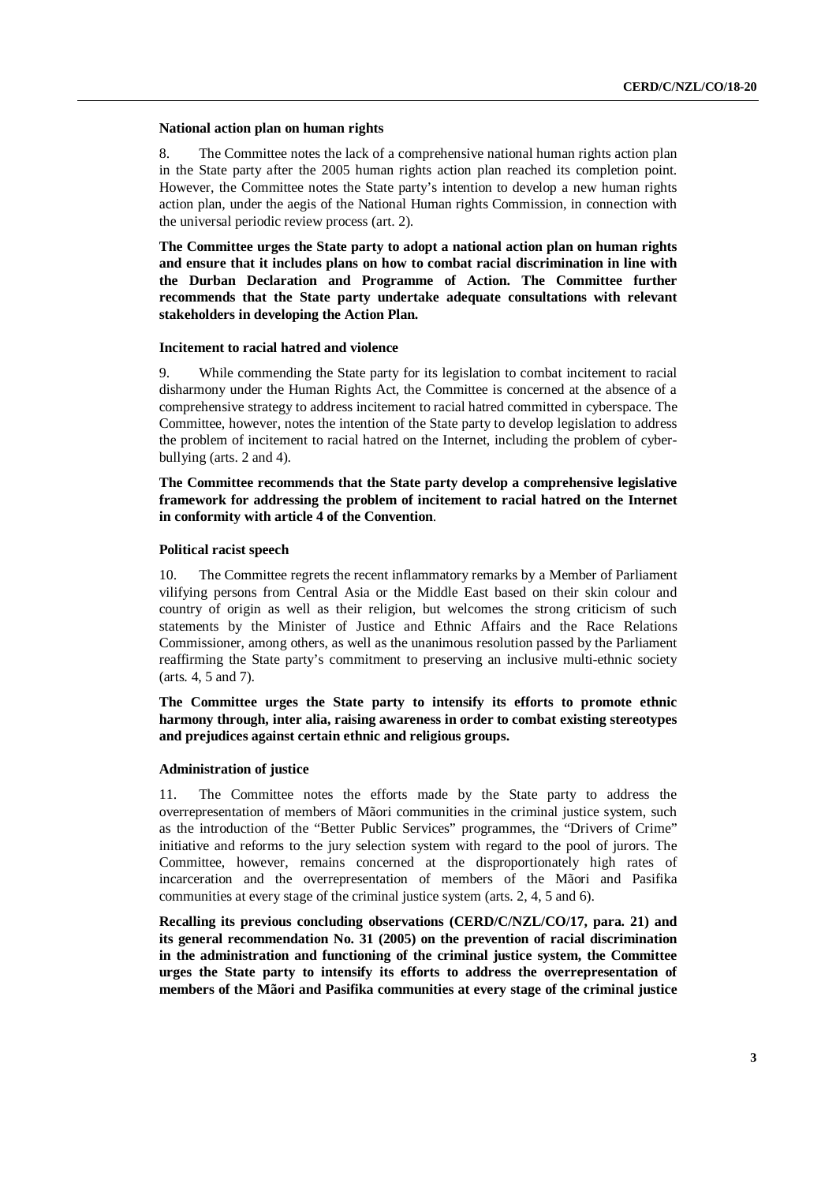### National action plan on human rights

8. The Committee notes the lack of a comprehensive national human rights action plan in the State party after the 2005 human rights action plan reached its completion point. However, the Committee notes the State party's intention to develop a new human rights action plan, under the aegis of the National Human rights Commission, in connection with the universal periodic review process (art. 2).

**The Committee urges the State party to adopt a national action plan on human rights and ensure that it includes plans on how to combat racial discrimination in line with the Durban Declaration and Programme of Action. The Committee further recommends that the State party undertake adequate consultations with relevant stakeholders in developing the Action Plan.**

### Incitement to racial hatred and violence

9. While commending the State party for its legislation to combat incitement to racial disharmony under the Human Rights Act, the Committee is concerned at the absence of a comprehensive strategy to address incitement to racial hatred committed in cyberspace. The Committee, however, notes the intention of the State party to develop legislation to address the problem of incitement to racial hatred on the Internet, including the problem of cyber-bullying (arts. 2 and 4).

**The Committee recommends that the State party develop a comprehensive legislative framework for addressing the problem of incitement to racial hatred on the Internet in conformity with article 4 of the Convention**.

### Political racist speech

10. The Committee regrets the recent inflammatory remarks by a Member of Parliament vilifying persons from Central Asia or the Middle East based on their skin colour and country of origin as well as their religion, but welcomes the strong criticism of such statements by the Minister of Justice and Ethnic Affairs and the Race Relations Commissioner, among others, as well as the unanimous resolution passed by the Parliament reaffirming the State party's commitment to preserving an inclusive multi-ethnic society (arts. 4, 5 and 7).

**The Committee urges the State party to intensify its efforts to promote ethnic harmony through, inter alia, raising awareness in order to combat existing stereotypes and prejudices against certain ethnic and religious groups.**

### Administration of justice

11. The Committee notes the efforts made by the State party to address the overrepresentation of members of Mãori communities in the criminal justice system, such as the introduction of the "Better Public Services" programmes, the "Drivers of Crime" initiative and reforms to the jury selection system with regard to the pool of jurors. The Committee, however, remains concerned at the disproportionately high rates of incarceration and the overrepresentation of members of the Mãori and Pasifika communities at every stage of the criminal justice system (arts. 2, 4, 5 and 6).

**Recalling its previous concluding observations (CERD/C/NZL/CO/17, para. 21) and its general recommendation No. 31 (2005) on the prevention of racial discrimination in the administration and functioning of the criminal justice system, the Committee urges the State party to intensify its efforts to address the overrepresentation of members of the Mãori and Pasifika communities at every stage of the criminal justice**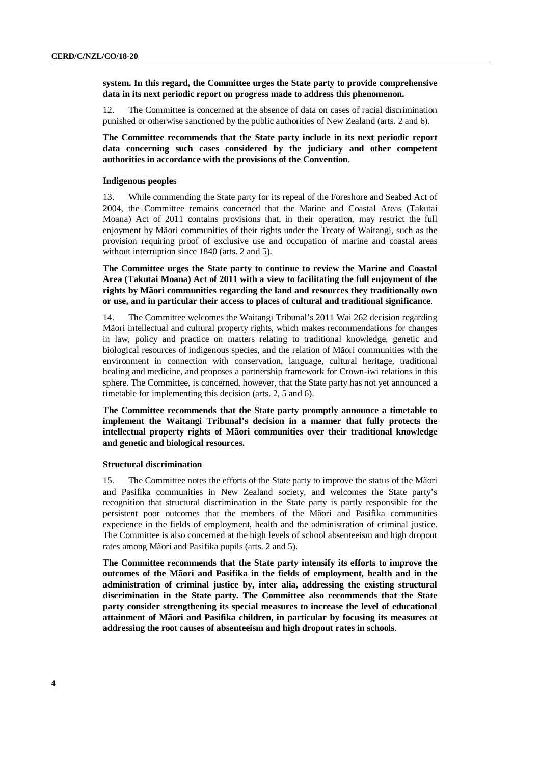**system. In this regard, the Committee urges the State party to provide comprehensive data in its next periodic report on progress made to address this phenomenon.**

12. The Committee is concerned at the absence of data on cases of racial discrimination punished or otherwise sanctioned by the public authorities of New Zealand (arts. 2 and 6).

**The Committee recommends that the State party include in its next periodic report data concerning such cases considered by the judiciary and other competent authorities in accordance with the provisions of the Convention**.

#### Indigenous peoples

13. While commending the State party for its repeal of the Foreshore and Seabed Act of 2004, the Committee remains concerned that the Marine and Coastal Areas (Takutai Moana) Act of 2011 contains provisions that, in their operation, may restrict the full enjoyment by Mãori communities of their rights under the Treaty of Waitangi, such as the provision requiring proof of exclusive use and occupation of marine and coastal areas without interruption since 1840 (arts. 2 and 5).

**The Committee urges the State party to continue to review the Marine and Coastal Area (Takutai Moana) Act of 2011 with a view to facilitating the full enjoyment of the rights by Mãori communities regarding the land and resources they traditionally own or use, and in particular their access to places of cultural and traditional significance**.

14. The Committee welcomes the Waitangi Tribunal's 2011 Wai 262 decision regarding Mãori intellectual and cultural property rights, which makes recommendations for changes in law, policy and practice on matters relating to traditional knowledge, genetic and biological resources of indigenous species, and the relation of Mãori communities with the environment in connection with conservation, language, cultural heritage, traditional healing and medicine, and proposes a partnership framework for Crown-iwi relations in this sphere. The Committee, is concerned, however, that the State party has not yet announced a timetable for implementing this decision (arts. 2, 5 and 6).

**The Committee recommends that the State party promptly announce a timetable to implement the Waitangi Tribunal's decision in a manner that fully protects the intellectual property rights of Mãori communities over their traditional knowledge and genetic and biological resources.**

#### Structural discrimination

15. The Committee notes the efforts of the State party to improve the status of the Mãori and Pasifika communities in New Zealand society, and welcomes the State party's recognition that structural discrimination in the State party is partly responsible for the persistent poor outcomes that the members of the Mãori and Pasifika communities experience in the fields of employment, health and the administration of criminal justice. The Committee is also concerned at the high levels of school absenteeism and high dropout rates among Mãori and Pasifika pupils (arts. 2 and 5).

**The Committee recommends that the State party intensify its efforts to improve the outcomes of the Mãori and Pasifika in the fields of employment, health and in the administration of criminal justice by, inter alia, addressing the existing structural discrimination in the State party. The Committee also recommends that the State party consider strengthening its special measures to increase the level of educational attainment of Mãori and Pasifika children, in particular by focusing its measures at addressing the root causes of absenteeism and high dropout rates in schools**.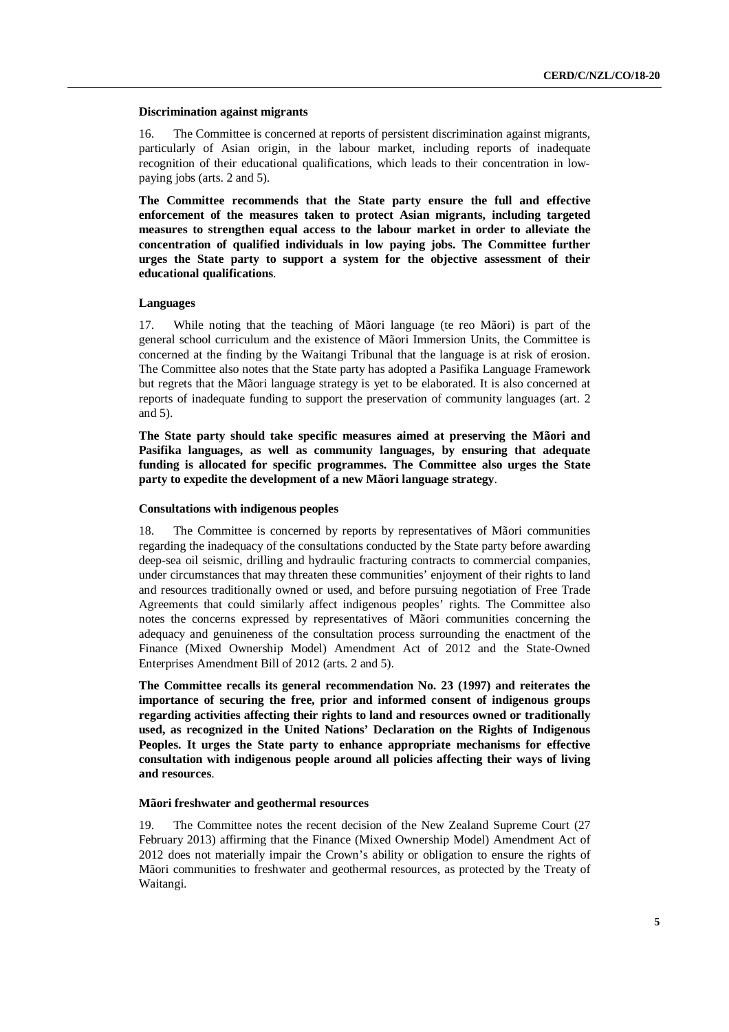### Discrimination against migrants

16. The Committee is concerned at reports of persistent discrimination against migrants, particularly of Asian origin, in the labour market, including reports of inadequate recognition of their educational qualifications, which leads to their concentration in low-paying jobs (arts. 2 and 5).

**The Committee recommends that the State party ensure the full and effective enforcement of the measures taken to protect Asian migrants, including targeted measures to strengthen equal access to the labour market in order to alleviate the concentration of qualified individuals in low paying jobs. The Committee further urges the State party to support a system for the objective assessment of their educational qualifications**.

### Languages

17. While noting that the teaching of Mãori language (te reo Mãori) is part of the general school curriculum and the existence of Mãori Immersion Units, the Committee is concerned at the finding by the Waitangi Tribunal that the language is at risk of erosion. The Committee also notes that the State party has adopted a Pasifika Language Framework but regrets that the Mãori language strategy is yet to be elaborated. It is also concerned at reports of inadequate funding to support the preservation of community languages (art. 2 and 5).

**The State party should take specific measures aimed at preserving the Mãori and Pasifika languages, as well as community languages, by ensuring that adequate funding is allocated for specific programmes. The Committee also urges the State party to expedite the development of a new Mãori language strategy**.

### Consultations with indigenous peoples

18. The Committee is concerned by reports by representatives of Mãori communities regarding the inadequacy of the consultations conducted by the State party before awarding deep-sea oil seismic, drilling and hydraulic fracturing contracts to commercial companies, under circumstances that may threaten these communities' enjoyment of their rights to land and resources traditionally owned or used, and before pursuing negotiation of Free Trade Agreements that could similarly affect indigenous peoples' rights. The Committee also notes the concerns expressed by representatives of Mãori communities concerning the adequacy and genuineness of the consultation process surrounding the enactment of the Finance (Mixed Ownership Model) Amendment Act of 2012 and the State-Owned Enterprises Amendment Bill of 2012 (arts. 2 and 5).

**The Committee recalls its general recommendation No. 23 (1997) and reiterates the importance of securing the free, prior and informed consent of indigenous groups regarding activities affecting their rights to land and resources owned or traditionally used, as recognized in the United Nations' Declaration on the Rights of Indigenous Peoples. It urges the State party to enhance appropriate mechanisms for effective consultation with indigenous people around all policies affecting their ways of living and resources**.

### Mãori freshwater and geothermal resources

19. The Committee notes the recent decision of the New Zealand Supreme Court (27 February 2013) affirming that the Finance (Mixed Ownership Model) Amendment Act of 2012 does not materially impair the Crown's ability or obligation to ensure the rights of Mãori communities to freshwater and geothermal resources, as protected by the Treaty of Waitangi.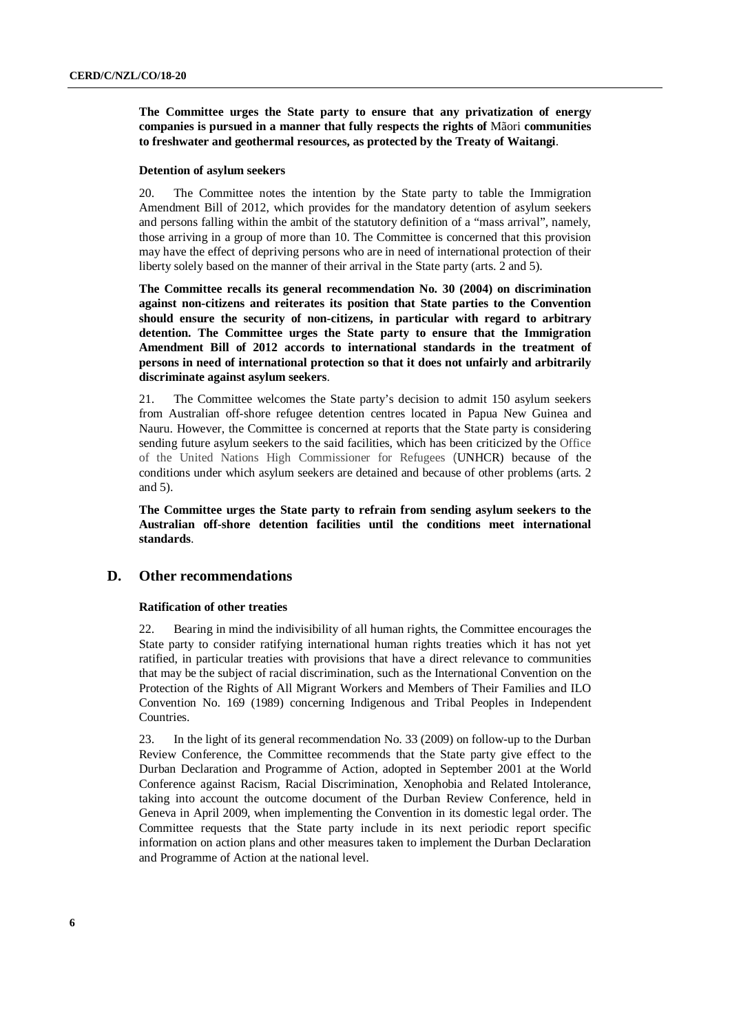**The Committee urges the State party to ensure that any privatization of energy companies is pursued in a manner that fully respects the rights of** Mãori **communities to freshwater and geothermal resources, as protected by the Treaty of Waitangi**.

#### Detention of asylum seekers

20. The Committee notes the intention by the State party to table the Immigration Amendment Bill of 2012, which provides for the mandatory detention of asylum seekers and persons falling within the ambit of the statutory definition of a "mass arrival", namely, those arriving in a group of more than 10. The Committee is concerned that this provision may have the effect of depriving persons who are in need of international protection of their liberty solely based on the manner of their arrival in the State party (arts. 2 and 5).

**The Committee recalls its general recommendation No. 30 (2004) on discrimination against non-citizens and reiterates its position that State parties to the Convention should ensure the security of non-citizens, in particular with regard to arbitrary detention. The Committee urges the State party to ensure that the Immigration Amendment Bill of 2012 accords to international standards in the treatment of persons in need of international protection so that it does not unfairly and arbitrarily discriminate against asylum seekers**.

21. The Committee welcomes the State party's decision to admit 150 asylum seekers from Australian off-shore refugee detention centres located in Papua New Guinea and Nauru. However, the Committee is concerned at reports that the State party is considering sending future asylum seekers to the said facilities, which has been criticized by the Office of the United Nations High Commissioner for Refugees (UNHCR) because of the conditions under which asylum seekers are detained and because of other problems (arts. 2 and 5).

**The Committee urges the State party to refrain from sending asylum seekers to the Australian off-shore detention facilities until the conditions meet international standards**.

## D. Other recommendations

#### Ratification of other treaties

22. Bearing in mind the indivisibility of all human rights, the Committee encourages the State party to consider ratifying international human rights treaties which it has not yet ratified, in particular treaties with provisions that have a direct relevance to communities that may be the subject of racial discrimination, such as the International Convention on the Protection of the Rights of All Migrant Workers and Members of Their Families and ILO Convention No. 169 (1989) concerning Indigenous and Tribal Peoples in Independent Countries.

23. In the light of its general recommendation No. 33 (2009) on follow-up to the Durban Review Conference, the Committee recommends that the State party give effect to the Durban Declaration and Programme of Action, adopted in September 2001 at the World Conference against Racism, Racial Discrimination, Xenophobia and Related Intolerance, taking into account the outcome document of the Durban Review Conference, held in Geneva in April 2009, when implementing the Convention in its domestic legal order. The Committee requests that the State party include in its next periodic report specific information on action plans and other measures taken to implement the Durban Declaration and Programme of Action at the national level.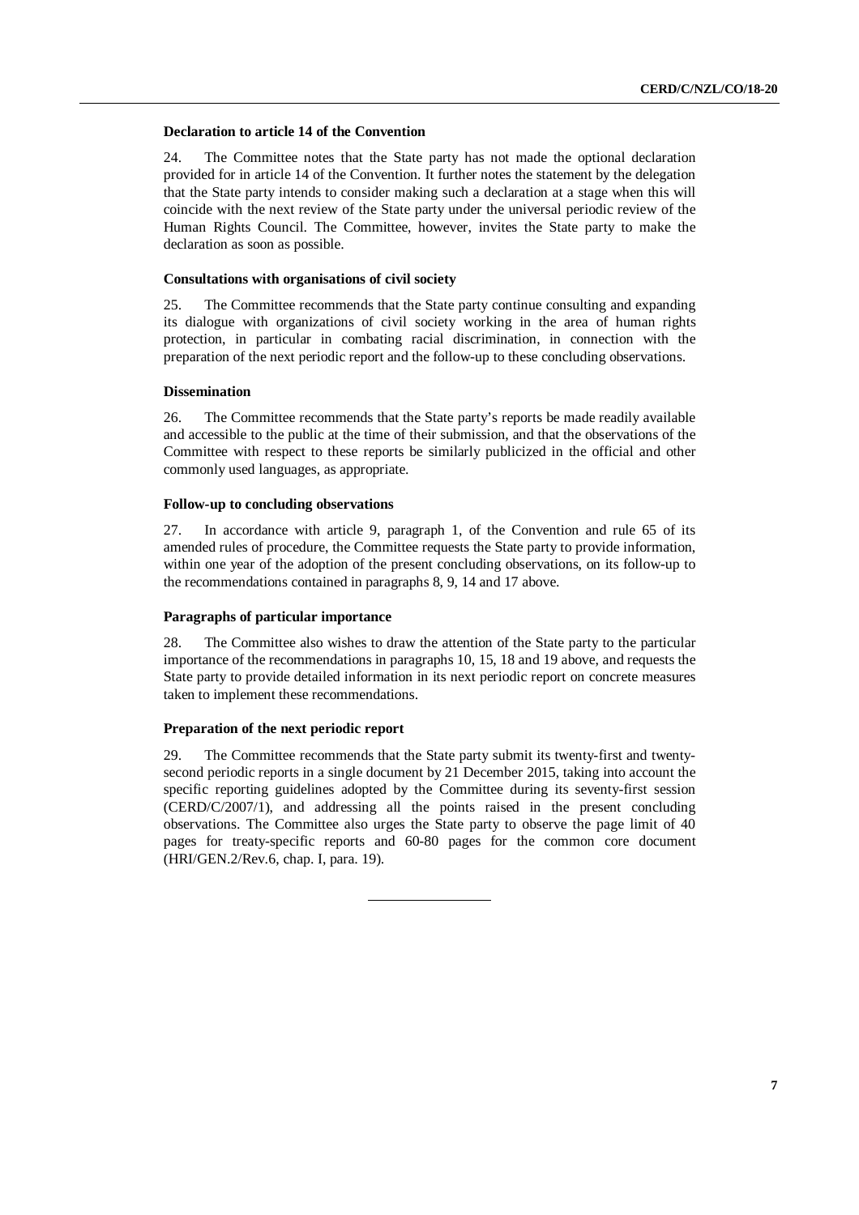#### Declaration to article 14 of the Convention

24. The Committee notes that the State party has not made the optional declaration provided for in article 14 of the Convention. It further notes the statement by the delegation that the State party intends to consider making such a declaration at a stage when this will coincide with the next review of the State party under the universal periodic review of the Human Rights Council. The Committee, however, invites the State party to make the declaration as soon as possible.

#### Consultations with organisations of civil society

25. The Committee recommends that the State party continue consulting and expanding its dialogue with organizations of civil society working in the area of human rights protection, in particular in combating racial discrimination, in connection with the preparation of the next periodic report and the follow-up to these concluding observations.

#### Dissemination

26. The Committee recommends that the State party's reports be made readily available and accessible to the public at the time of their submission, and that the observations of the Committee with respect to these reports be similarly publicized in the official and other commonly used languages, as appropriate.

#### Follow-up to concluding observations

27. In accordance with article 9, paragraph 1, of the Convention and rule 65 of its amended rules of procedure, the Committee requests the State party to provide information, within one year of the adoption of the present concluding observations, on its follow-up to the recommendations contained in paragraphs 8, 9, 14 and 17 above.

#### Paragraphs of particular importance

28. The Committee also wishes to draw the attention of the State party to the particular importance of the recommendations in paragraphs 10, 15, 18 and 19 above, and requests the State party to provide detailed information in its next periodic report on concrete measures taken to implement these recommendations.

#### Preparation of the next periodic report

29. The Committee recommends that the State party submit its twenty-first and twenty-second periodic reports in a single document by 21 December 2015, taking into account the specific reporting guidelines adopted by the Committee during its seventy-first session (CERD/C/2007/1), and addressing all the points raised in the present concluding observations. The Committee also urges the State party to observe the page limit of 40 pages for treaty-specific reports and 60-80 pages for the common core document (HRI/GEN.2/Rev.6, chap. I, para. 19).